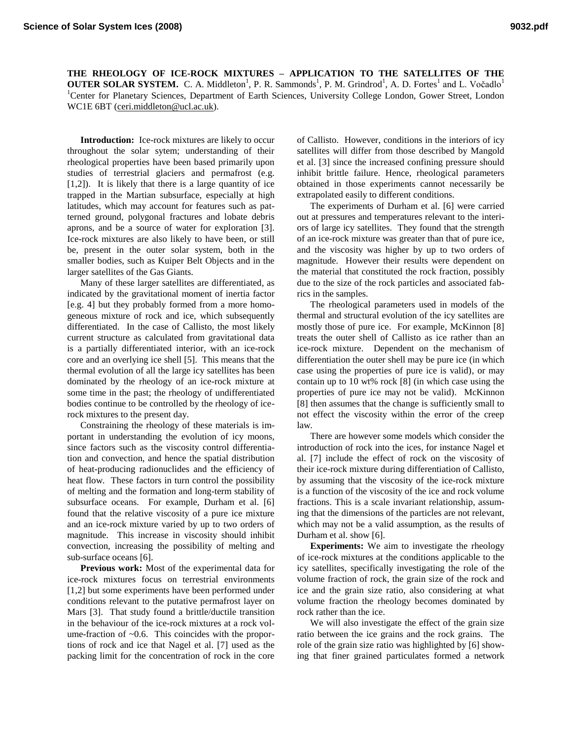# THE RHEOLOGY OF ICE-ROCK MIXTURES – APPLICATION TO THE SATELLITES OF THE OUTER SOLAR SYSTEM.

C. A. Middleton[1], P. R. Sammonds[1], P. M. Grindrod[1], A. D. Fortes[1] and L. Vočadlo[1]
[1]Center for Planetary Sciences, Department of Earth Sciences, University College London, Gower Street, London WC1E 6BT (ceri.middleton@ucl.ac.uk).

**Introduction:** Ice-rock mixtures are likely to occur throughout the solar sytem; understanding of their rheological properties have been based primarily upon studies of terrestrial glaciers and permafrost (e.g. [1,2]). It is likely that there is a large quantity of ice trapped in the Martian subsurface, especially at high latitudes, which may account for features such as patterned ground, polygonal fractures and lobate debris aprons, and be a source of water for exploration [3]. Ice-rock mixtures are also likely to have been, or still be, present in the outer solar system, both in the smaller bodies, such as Kuiper Belt Objects and in the larger satellites of the Gas Giants.

Many of these larger satellites are differentiated, as indicated by the gravitational moment of inertia factor [e.g. 4] but they probably formed from a more homogeneous mixture of rock and ice, which subsequently differentiated. In the case of Callisto, the most likely current structure as calculated from gravitational data is a partially differentiated interior, with an ice-rock core and an overlying ice shell [5]. This means that the thermal evolution of all the large icy satellites has been dominated by the rheology of an ice-rock mixture at some time in the past; the rheology of undifferentiated bodies continue to be controlled by the rheology of ice-rock mixtures to the present day.

Constraining the rheology of these materials is important in understanding the evolution of icy moons, since factors such as the viscosity control differentiation and convection, and hence the spatial distribution of heat-producing radionuclides and the efficiency of heat flow. These factors in turn control the possibility of melting and the formation and long-term stability of subsurface oceans. For example, Durham et al. [6] found that the relative viscosity of a pure ice mixture and an ice-rock mixture varied by up to two orders of magnitude. This increase in viscosity should inhibit convection, increasing the possibility of melting and sub-surface oceans [6].

**Previous work:** Most of the experimental data for ice-rock mixtures focus on terrestrial environments [1,2] but some experiments have been performed under conditions relevant to the putative permafrost layer on Mars [3]. That study found a brittle/ductile transition in the behaviour of the ice-rock mixtures at a rock volume-fraction of ~0.6. This coincides with the proportions of rock and ice that Nagel et al. [7] used as the packing limit for the concentration of rock in the core of Callisto. However, conditions in the interiors of icy satellites will differ from those described by Mangold et al. [3] since the increased confining pressure should inhibit brittle failure. Hence, rheological parameters obtained in those experiments cannot necessarily be extrapolated easily to different conditions.

The experiments of Durham et al. [6] were carried out at pressures and temperatures relevant to the interiors of large icy satellites. They found that the strength of an ice-rock mixture was greater than that of pure ice, and the viscosity was higher by up to two orders of magnitude. However their results were dependent on the material that constituted the rock fraction, possibly due to the size of the rock particles and associated fabrics in the samples.

The rheological parameters used in models of the thermal and structural evolution of the icy satellites are mostly those of pure ice. For example, McKinnon [8] treats the outer shell of Callisto as ice rather than an ice-rock mixture. Dependent on the mechanism of differentiation the outer shell may be pure ice (in which case using the properties of pure ice is valid), or may contain up to 10 wt% rock [8] (in which case using the properties of pure ice may not be valid). McKinnon [8] then assumes that the change is sufficiently small to not effect the viscosity within the error of the creep law.

There are however some models which consider the introduction of rock into the ices, for instance Nagel et al. [7] include the effect of rock on the viscosity of their ice-rock mixture during differentiation of Callisto, by assuming that the viscosity of the ice-rock mixture is a function of the viscosity of the ice and rock volume fractions. This is a scale invariant relationship, assuming that the dimensions of the particles are not relevant, which may not be a valid assumption, as the results of Durham et al. show [6].

**Experiments:** We aim to investigate the rheology of ice-rock mixtures at the conditions applicable to the icy satellites, specifically investigating the role of the volume fraction of rock, the grain size of the rock and ice and the grain size ratio, also considering at what volume fraction the rheology becomes dominated by rock rather than the ice.

We will also investigate the effect of the grain size ratio between the ice grains and the rock grains. The role of the grain size ratio was highlighted by [6] showing that finer grained particulates formed a network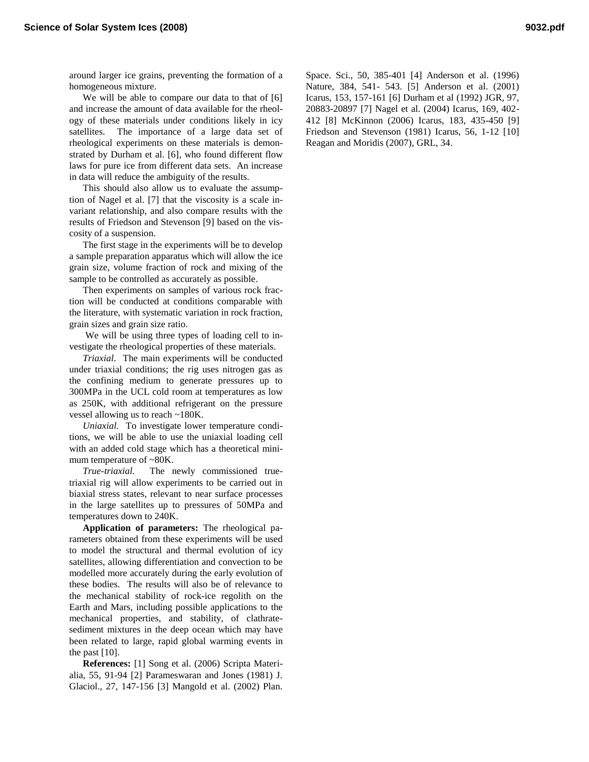around larger ice grains, preventing the formation of a homogeneous mixture.

We will be able to compare our data to that of [6] and increase the amount of data available for the rheology of these materials under conditions likely in icy satellites. The importance of a large data set of rheological experiments on these materials is demonstrated by Durham et al. [6], who found different flow laws for pure ice from different data sets. An increase in data will reduce the ambiguity of the results.

This should also allow us to evaluate the assumption of Nagel et al. [7] that the viscosity is a scale invariant relationship, and also compare results with the results of Friedson and Stevenson [9] based on the viscosity of a suspension.

The first stage in the experiments will be to develop a sample preparation apparatus which will allow the ice grain size, volume fraction of rock and mixing of the sample to be controlled as accurately as possible.

Then experiments on samples of various rock fraction will be conducted at conditions comparable with the literature, with systematic variation in rock fraction, grain sizes and grain size ratio.

We will be using three types of loading cell to investigate the rheological properties of these materials.

*Triaxial*. The main experiments will be conducted under triaxial conditions; the rig uses nitrogen gas as the confining medium to generate pressures up to 300MPa in the UCL cold room at temperatures as low as 250K, with additional refrigerant on the pressure vessel allowing us to reach ~180K.

*Uniaxial.* To investigate lower temperature conditions, we will be able to use the uniaxial loading cell with an added cold stage which has a theoretical minimum temperature of ~80K.

*True-triaxial.* The newly commissioned true-triaxial rig will allow experiments to be carried out in biaxial stress states, relevant to near surface processes in the large satellites up to pressures of 50MPa and temperatures down to 240K.

**Application of parameters:** The rheological parameters obtained from these experiments will be used to model the structural and thermal evolution of icy satellites, allowing differentiation and convection to be modelled more accurately during the early evolution of these bodies. The results will also be of relevance to the mechanical stability of rock-ice regolith on the Earth and Mars, including possible applications to the mechanical properties, and stability, of clathrate-sediment mixtures in the deep ocean which may have been related to large, rapid global warming events in the past [10].

**References:** [1] Song et al. (2006) Scripta Materialia, 55, 91-94 [2] Parameswaran and Jones (1981) J. Glaciol., 27, 147-156 [3] Mangold et al. (2002) Plan. Space. Sci., 50, 385-401 [4] Anderson et al. (1996) Nature, 384, 541- 543. [5] Anderson et al. (2001) Icarus, 153, 157-161 [6] Durham et al (1992) JGR, 97, 20883-20897 [7] Nagel et al. (2004) Icarus, 169, 402-412 [8] McKinnon (2006) Icarus, 183, 435-450 [9] Friedson and Stevenson (1981) Icarus, 56, 1-12 [10] Reagan and Moridis (2007), GRL, 34.